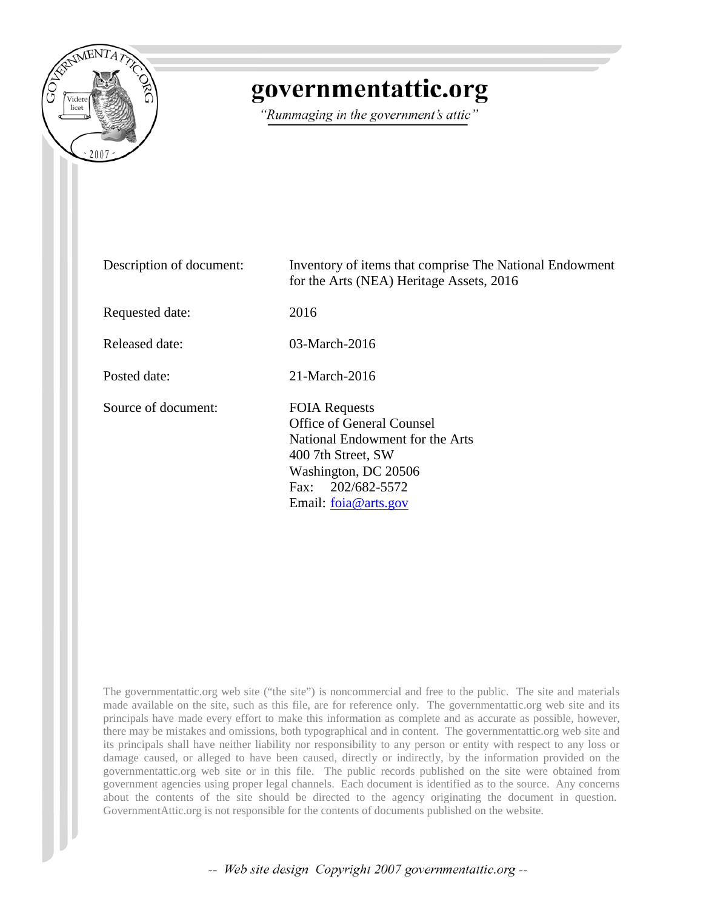# governmentattic.org

*"Rummaging in the government's attic"*

| | |
|---|---|
| Description of document: | Inventory of items that comprise The National Endowment for the Arts (NEA) Heritage Assets, 2016 |
| Requested date: | 2016 |
| Released date: | 03-March-2016 |
| Posted date: | 21-March-2016 |
| Source of document: | FOIA Requests<br>Office of General Counsel<br>National Endowment for the Arts<br>400 7th Street, SW<br>Washington, DC 20506<br>Fax: 202/682-5572<br>Email: foia@arts.gov |

The governmentattic.org web site ("the site") is noncommercial and free to the public. The site and materials made available on the site, such as this file, are for reference only. The governmentattic.org web site and its principals have made every effort to make this information as complete and as accurate as possible, however, there may be mistakes and omissions, both typographical and in content. The governmentattic.org web site and its principals shall have neither liability nor responsibility to any person or entity with respect to any loss or damage caused, or alleged to have been caused, directly or indirectly, by the information provided on the governmentattic.org web site or in this file. The public records published on the site were obtained from government agencies using proper legal channels. Each document is identified as to the source. Any concerns about the contents of the site should be directed to the agency originating the document in question. GovernmentAttic.org is not responsible for the contents of documents published on the website.

-- Web site design Copyright 2007 governmentattic.org --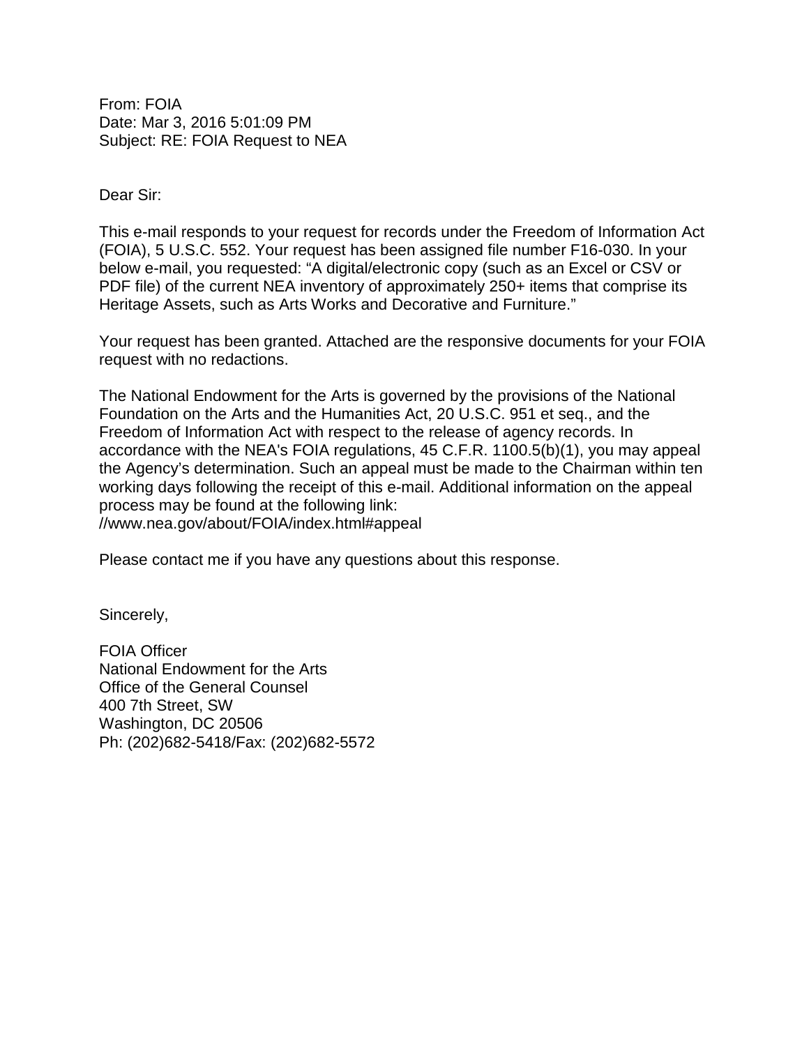From: FOIA
Date: Mar 3, 2016 5:01:09 PM
Subject: RE: FOIA Request to NEA

Dear Sir:

This e-mail responds to your request for records under the Freedom of Information Act (FOIA), 5 U.S.C. 552. Your request has been assigned file number F16-030. In your below e-mail, you requested: "A digital/electronic copy (such as an Excel or CSV or PDF file) of the current NEA inventory of approximately 250+ items that comprise its Heritage Assets, such as Arts Works and Decorative and Furniture."

Your request has been granted. Attached are the responsive documents for your FOIA request with no redactions.

The National Endowment for the Arts is governed by the provisions of the National Foundation on the Arts and the Humanities Act, 20 U.S.C. 951 et seq., and the Freedom of Information Act with respect to the release of agency records. In accordance with the NEA's FOIA regulations, 45 C.F.R. 1100.5(b)(1), you may appeal the Agency's determination. Such an appeal must be made to the Chairman within ten working days following the receipt of this e-mail. Additional information on the appeal process may be found at the following link:
//www.nea.gov/about/FOIA/index.html#appeal

Please contact me if you have any questions about this response.

Sincerely,

FOIA Officer
National Endowment for the Arts
Office of the General Counsel
400 7th Street, SW
Washington, DC 20506
Ph: (202)682-5418/Fax: (202)682-5572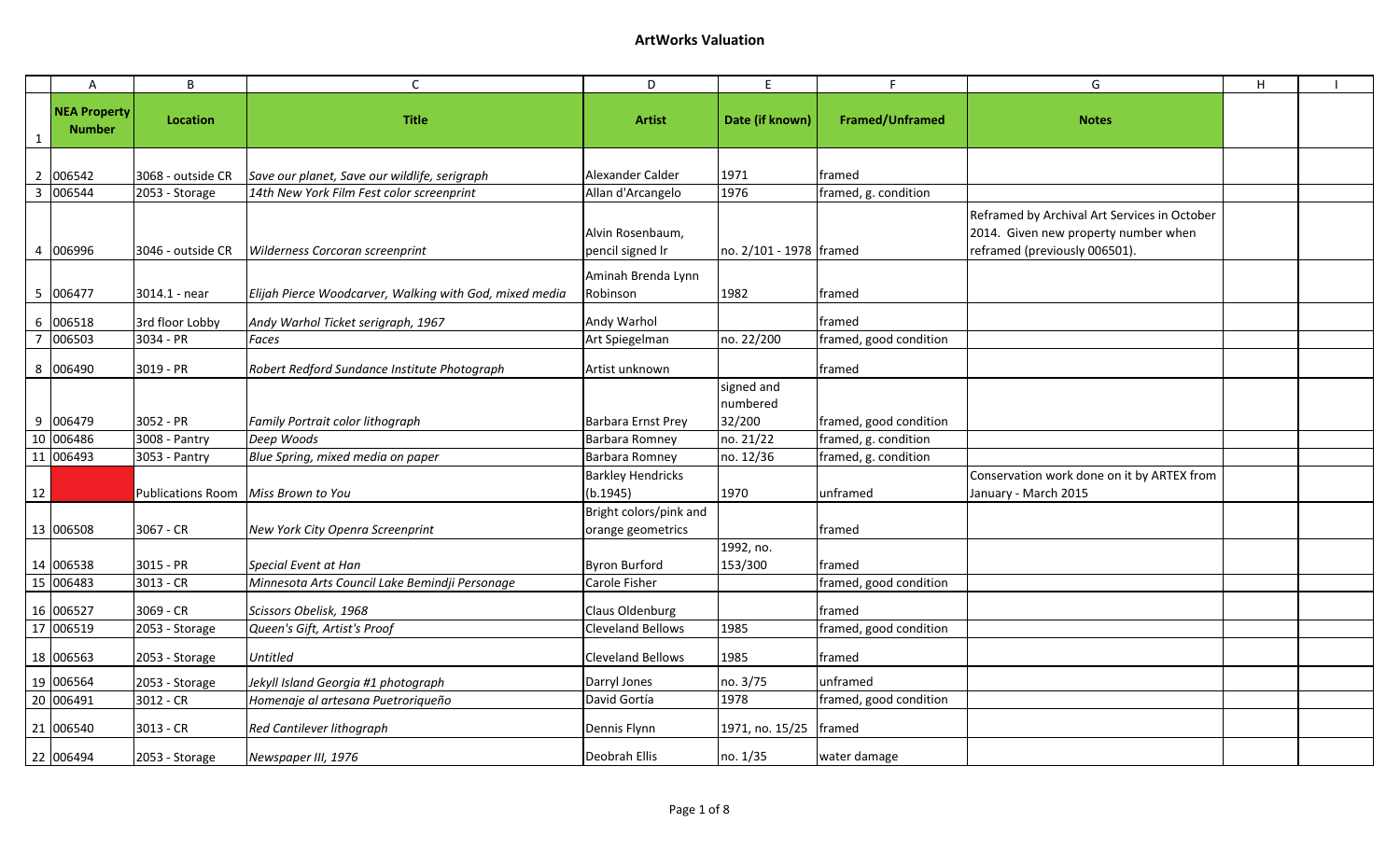# ArtWorks Valuation

| | A | B | C | D | E | F | G | H | I |
|---|---|---|---|---|---|---|---|---|---|
| 1 | **NEA Property Number** | **Location** | **Title** | **Artist** | **Date (if known)** | **Framed/Unframed** | **Notes** | | |
| 2 | 006542 | 3068 - outside CR | *Save our planet, Save our wildlife, serigraph* | Alexander Calder | 1971 | framed | | | |
| 3 | 006544 | 2053 - Storage | *14th New York Film Fest color screenprint* | Allan d'Arcangelo | 1976 | framed, g. condition | | | |
| 4 | 006996 | 3046 - outside CR | *Wilderness Corcoran screenprint* | Alvin Rosenbaum, pencil signed lr | no. 2/101 - 1978 | framed | Reframed by Archival Art Services in October 2014. Given new property number when reframed (previously 006501). | | |
| 5 | 006477 | 3014.1 - near | *Elijah Pierce Woodcarver, Walking with God, mixed media* | Aminah Brenda Lynn Robinson | 1982 | framed | | | |
| 6 | 006518 | 3rd floor Lobby | *Andy Warhol Ticket serigraph, 1967* | Andy Warhol | | framed | | | |
| 7 | 006503 | 3034 - PR | *Faces* | Art Spiegelman | no. 22/200 | framed, good condition | | | |
| 8 | 006490 | 3019 - PR | *Robert Redford Sundance Institute Photograph* | Artist unknown | | framed | | | |
| 9 | 006479 | 3052 - PR | *Family Portrait color lithograph* | Barbara Ernst Prey | signed and numbered 32/200 | framed, good condition | | | |
| 10 | 006486 | 3008 - Pantry | *Deep Woods* | Barbara Romney | no. 21/22 | framed, g. condition | | | |
| 11 | 006493 | 3053 - Pantry | *Blue Spring, mixed media on paper* | Barbara Romney | no. 12/36 | framed, g. condition | | | |
| 12 | | Publications Room | *Miss Brown to You* | Barkley Hendricks (b.1945) | 1970 | unframed | Conservation work done on it by ARTEX from January - March 2015 | | |
| 13 | 006508 | 3067 - CR | *New York City Openra Screenprint* | Bright colors/pink and orange geometrics | | framed | | | |
| 14 | 006538 | 3015 - PR | *Special Event at Han* | Byron Burford | 1992, no. 153/300 | framed | | | |
| 15 | 006483 | 3013 - CR | *Minnesota Arts Council Lake Bemindji Personage* | Carole Fisher | | framed, good condition | | | |
| 16 | 006527 | 3069 - CR | *Scissors Obelisk, 1968* | Claus Oldenburg | | framed | | | |
| 17 | 006519 | 2053 - Storage | *Queen's Gift, Artist's Proof* | Cleveland Bellows | 1985 | framed, good condition | | | |
| 18 | 006563 | 2053 - Storage | *Untitled* | Cleveland Bellows | 1985 | framed | | | |
| 19 | 006564 | 2053 - Storage | *Jekyll Island Georgia #1 photograph* | Darryl Jones | no. 3/75 | unframed | | | |
| 20 | 006491 | 3012 - CR | *Homenaje al artesana Puetroriqueño* | David Gortía | 1978 | framed, good condition | | | |
| 21 | 006540 | 3013 - CR | *Red Cantilever lithograph* | Dennis Flynn | 1971, no. 15/25 | framed | | | |
| 22 | 006494 | 2053 - Storage | *Newspaper III, 1976* | Deobrah Ellis | no. 1/35 | water damage | | | |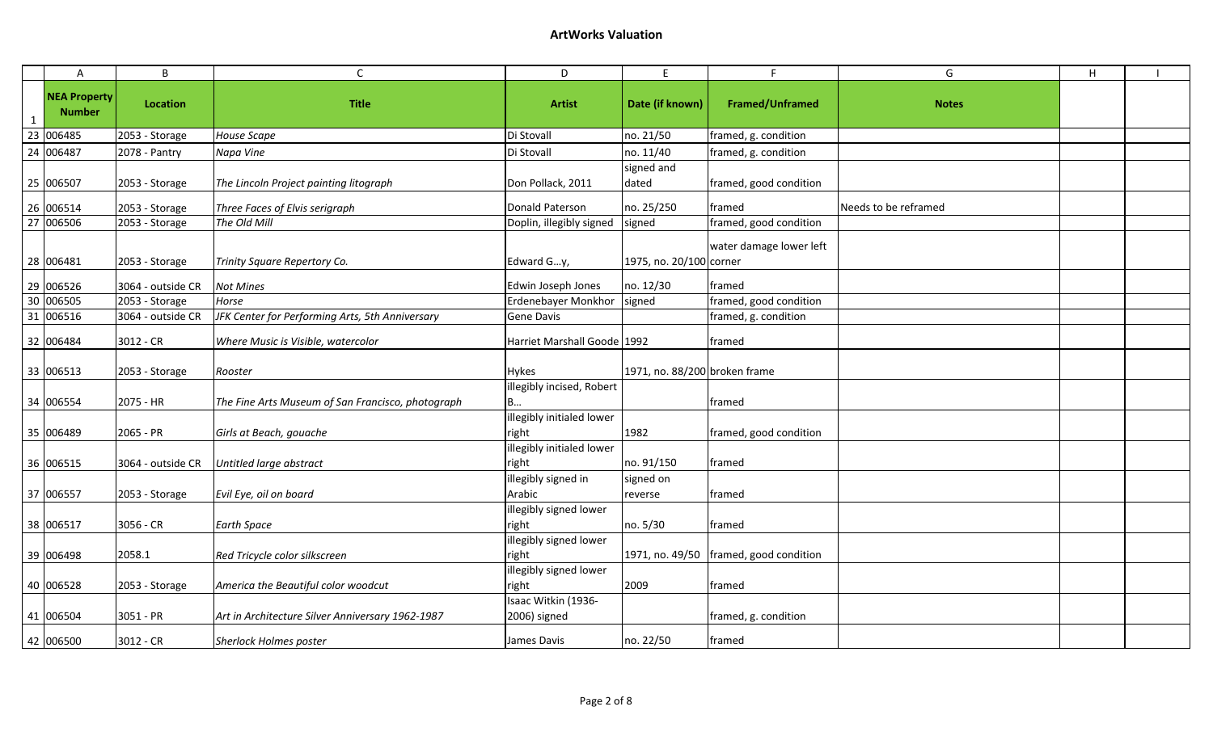# ArtWorks Valuation

| | A | B | C | D | E | F | G | H | I |
|---|---|---|---|---|---|---|---|---|---|
| 1 | **NEA Property Number** | **Location** | **Title** | **Artist** | **Date (if known)** | **Framed/Unframed** | **Notes** | | |
| 23 | 006485 | 2053 - Storage | *House Scape* | Di Stovall | no. 21/50 | framed, g. condition | | | |
| 24 | 006487 | 2078 - Pantry | *Napa Vine* | Di Stovall | no. 11/40 | framed, g. condition | | | |
| 25 | 006507 | 2053 - Storage | *The Lincoln Project painting litograph* | Don Pollack, 2011 | signed and dated | framed, good condition | | | |
| 26 | 006514 | 2053 - Storage | *Three Faces of Elvis serigraph* | Donald Paterson | no. 25/250 | framed | Needs to be reframed | | |
| 27 | 006506 | 2053 - Storage | *The Old Mill* | Doplin, illegibly signed | signed | framed, good condition | | | |
| 28 | 006481 | 2053 - Storage | *Trinity Square Repertory Co.* | Edward G…y, | 1975, no. 20/100 | water damage lower left corner | | | |
| 29 | 006526 | 3064 - outside CR | *Not Mines* | Edwin Joseph Jones | no. 12/30 | framed | | | |
| 30 | 006505 | 2053 - Storage | *Horse* | Erdenebayer Monkhor | signed | framed, good condition | | | |
| 31 | 006516 | 3064 - outside CR | *JFK Center for Performing Arts, 5th Anniversary* | Gene Davis | | framed, g. condition | | | |
| 32 | 006484 | 3012 - CR | *Where Music is Visible, watercolor* | Harriet Marshall Goode | 1992 | framed | | | |
| 33 | 006513 | 2053 - Storage | *Rooster* | Hykes | 1971, no. 88/200 | broken frame | | | |
| 34 | 006554 | 2075 - HR | *The Fine Arts Museum of San Francisco, photograph* | illegibly incised, Robert B… | | framed | | | |
| 35 | 006489 | 2065 - PR | *Girls at Beach, gouache* | illegibly initialed lower right | 1982 | framed, good condition | | | |
| 36 | 006515 | 3064 - outside CR | *Untitled large abstract* | illegibly initialed lower right | no. 91/150 | framed | | | |
| 37 | 006557 | 2053 - Storage | *Evil Eye, oil on board* | illegibly signed in Arabic | signed on reverse | framed | | | |
| 38 | 006517 | 3056 - CR | *Earth Space* | illegibly signed lower right | no. 5/30 | framed | | | |
| 39 | 006498 | 2058.1 | *Red Tricycle color silkscreen* | illegibly signed lower right | 1971, no. 49/50 | framed, good condition | | | |
| 40 | 006528 | 2053 - Storage | *America the Beautiful color woodcut* | illegibly signed lower right | 2009 | framed | | | |
| 41 | 006504 | 3051 - PR | *Art in Architecture Silver Anniversary 1962-1987* | Isaac Witkin (1936-2006) signed | | framed, g. condition | | | |
| 42 | 006500 | 3012 - CR | *Sherlock Holmes poster* | James Davis | no. 22/50 | framed | | | |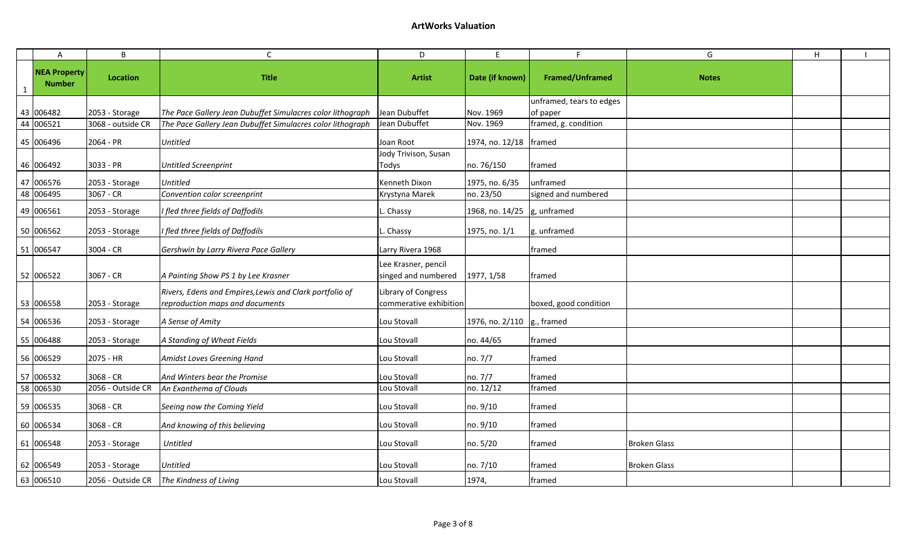## ArtWorks Valuation

| | A | B | C | D | E | F | G | H | I |
|---|---|---|---|---|---|---|---|---|---|
| 1 | **NEA Property Number** | **Location** | **Title** | **Artist** | **Date (if known)** | **Framed/Unframed** | **Notes** | | |
| 43 | 006482 | 2053 - Storage | *The Pace Gallery Jean Dubuffet Simulacres color lithograph* | Jean Dubuffet | Nov. 1969 | unframed, tears to edges of paper | | | |
| 44 | 006521 | 3068 - outside CR | *The Pace Gallery Jean Dubuffet Simulacres color lithograph* | Jean Dubuffet | Nov. 1969 | framed, g. condition | | | |
| 45 | 006496 | 2064 - PR | *Untitled* | Joan Root | 1974, no. 12/18 | framed | | | |
| 46 | 006492 | 3033 - PR | *Untitled Screenprint* | Jody Trivison, Susan Todys | no. 76/150 | framed | | | |
| 47 | 006576 | 2053 - Storage | *Untitled* | Kenneth Dixon | 1975, no. 6/35 | unframed | | | |
| 48 | 006495 | 3067 - CR | *Convention color screenprint* | Krystyna Marek | no. 23/50 | signed and numbered | | | |
| 49 | 006561 | 2053 - Storage | *I fled three fields of Daffodils* | L. Chassy | 1968, no. 14/25 | g, unframed | | | |
| 50 | 006562 | 2053 - Storage | *I fled three fields of Daffodils* | L. Chassy | 1975, no. 1/1 | g. unframed | | | |
| 51 | 006547 | 3004 - CR | *Gershwin by Larry Rivera Pace Gallery* | Larry Rivera 1968 | | framed | | | |
| 52 | 006522 | 3067 - CR | *A Painting Show PS 1 by Lee Krasner* | Lee Krasner, pencil singed and numbered | 1977, 1/58 | framed | | | |
| 53 | 006558 | 2053 - Storage | *Rivers, Edens and Empires,Lewis and Clark portfolio of reproduction maps and documents* | Library of Congress commerative exhibition | | boxed, good condition | | | |
| 54 | 006536 | 2053 - Storage | *A Sense of Amity* | Lou Stovall | 1976, no. 2/110 | g., framed | | | |
| 55 | 006488 | 2053 - Storage | *A Standing of Wheat Fields* | Lou Stovall | no. 44/65 | framed | | | |
| 56 | 006529 | 2075 - HR | *Amidst Loves Greening Hand* | Lou Stovall | no. 7/7 | framed | | | |
| 57 | 006532 | 3068 - CR | *And Winters bear the Promise* | Lou Stovall | no. 7/7 | framed | | | |
| 58 | 006530 | 2056 - Outside CR | *An Exanthema of Clouds* | Lou Stovall | no. 12/12 | framed | | | |
| 59 | 006535 | 3068 - CR | *Seeing now the Coming Yield* | Lou Stovall | no. 9/10 | framed | | | |
| 60 | 006534 | 3068 - CR | *And knowing of this believing* | Lou Stovall | no. 9/10 | framed | | | |
| 61 | 006548 | 2053 - Storage | *Untitled* | Lou Stovall | no. 5/20 | framed | Broken Glass | | |
| 62 | 006549 | 2053 - Storage | *Untitled* | Lou Stovall | no. 7/10 | framed | Broken Glass | | |
| 63 | 006510 | 2056 - Outside CR | *The Kindness of Living* | Lou Stovall | 1974, | framed | | | |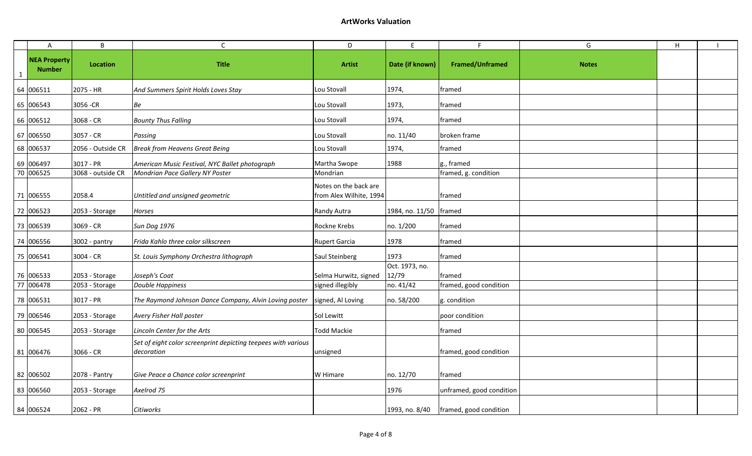## ArtWorks Valuation

| | A | B | C | D | E | F | G | H | I |
|---|---|---|---|---|---|---|---|---|---|
| 1 | **NEA Property Number** | **Location** | **Title** | **Artist** | **Date (if known)** | **Framed/Unframed** | **Notes** | | |
| 64 | 006511 | 2075 - HR | *And Summers Spirit Holds Loves Stay* | Lou Stovall | 1974, | framed | | | |
| 65 | 006543 | 3056 -CR | *Be* | Lou Stovall | 1973, | framed | | | |
| 66 | 006512 | 3068 - CR | *Bounty Thus Falling* | Lou Stovall | 1974, | framed | | | |
| 67 | 006550 | 3057 - CR | *Passing* | Lou Stovall | no. 11/40 | broken frame | | | |
| 68 | 006537 | 2056 - Outside CR | *Break from Heavens Great Being* | Lou Stovall | 1974, | framed | | | |
| 69 | 006497 | 3017 - PR | *American Music Festival, NYC Ballet photograph* | Martha Swope | 1988 | g., framed | | | |
| 70 | 006525 | 3068 - outside CR | *Mondrian Pace Gallery NY Poster* | Mondrian | | framed, g. condition | | | |
| 71 | 006555 | 2058.4 | *Untitled and unsigned geometric* | Notes on the back are from Alex Wilhite, 1994 | | framed | | | |
| 72 | 006523 | 2053 - Storage | *Horses* | Randy Autra | 1984, no. 11/50 | framed | | | |
| 73 | 006539 | 3069 - CR | *Sun Dog 1976* | Rockne Krebs | no. 1/200 | framed | | | |
| 74 | 006556 | 3002 - pantry | *Frida Kahlo three color silkscreen* | Rupert Garcia | 1978 | framed | | | |
| 75 | 006541 | 3004 - CR | *St. Louis Symphony Orchestra lithograph* | Saul Steinberg | 1973 | framed | | | |
| 76 | 006533 | 2053 - Storage | *Joseph's Coat* | Selma Hurwitz, signed | Oct. 1973, no. 12/79 | framed | | | |
| 77 | 006478 | 2053 - Storage | *Double Happiness* | signed illegibly | no. 41/42 | framed, good condition | | | |
| 78 | 006531 | 3017 - PR | *The Raymond Johnson Dance Company, Alvin Loving poster* | signed, Al Loving | no. 58/200 | g. condition | | | |
| 79 | 006546 | 2053 - Storage | *Avery Fisher Hall poster* | Sol Lewitt | | poor condition | | | |
| 80 | 006545 | 2053 - Storage | *Lincoln Center for the Arts* | Todd Mackie | | framed | | | |
| 81 | 006476 | 3066 - CR | *Set of eight color screenprint depicting teepees with various decoration* | unsigned | | framed, good condition | | | |
| 82 | 006502 | 2078 - Pantry | *Give Peace a Chance color screenprint* | W Himare | no. 12/70 | framed | | | |
| 83 | 006560 | 2053 - Storage | *Axelrod 75* | | 1976 | unframed, good condition | | | |
| 84 | 006524 | 2062 - PR | *Citiworks* | | 1993, no. 8/40 | framed, good condition | | | |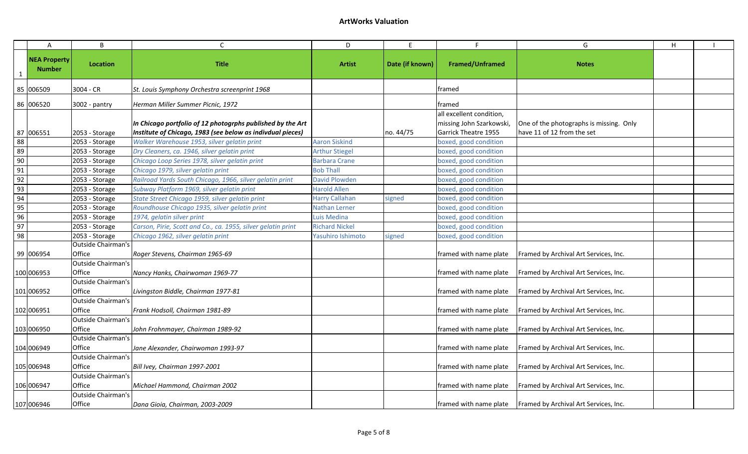# ArtWorks Valuation

| | A | B | C | D | E | F | G | H | I |
|---|---|---|---|---|---|---|---|---|---|
| 1 | NEA Property Number | Location | Title | Artist | Date (if known) | Framed/Unframed | Notes | | |
| 85 | 006509 | 3004 - CR | *St. Louis Symphony Orchestra screenprint 1968* | | | framed | | | |
| 86 | 006520 | 3002 - pantry | *Herman Miller Summer Picnic, 1972* | | | framed | | | |
| 87 | 006551 | 2053 - Storage | ***In Chicago portfolio of 12 photogrphs published by the Art Institute of Chicago, 1983 (see below as indivdual pieces)*** | | no. 44/75 | all excellent condition, missing John Szarkowski, Garrick Theatre 1955 | One of the photographs is missing. Only have 11 of 12 from the set | | |
| 88 | | 2053 - Storage | *Walker Warehouse 1953, silver gelatin print* | Aaron Siskind | | boxed, good condition | | | |
| 89 | | 2053 - Storage | *Dry Cleaners, ca. 1946, silver gelatin print* | Arthur Stiegel | | boxed, good condition | | | |
| 90 | | 2053 - Storage | *Chicago Loop Series 1978, silver gelatin print* | Barbara Crane | | boxed, good condition | | | |
| 91 | | 2053 - Storage | *Chicago 1979, silver gelatin print* | Bob Thall | | boxed, good condition | | | |
| 92 | | 2053 - Storage | *Railroad Yards South Chicago, 1966, silver gelatin print* | David Plowden | | boxed, good condition | | | |
| 93 | | 2053 - Storage | *Subway Platform 1969, silver gelatin print* | Harold Allen | | boxed, good condition | | | |
| 94 | | 2053 - Storage | *State Street Chicago 1959, silver gelatin print* | Harry Callahan | signed | boxed, good condition | | | |
| 95 | | 2053 - Storage | *Roundhouse Chicago 1935, silver gelatin print* | Nathan Lerner | | boxed, good condition | | | |
| 96 | | 2053 - Storage | *1974, gelatin silver print* | Luis Medina | | boxed, good condition | | | |
| 97 | | 2053 - Storage | *Carson, Pirie, Scott and Co., ca. 1955, silver gelatin print* | Richard Nickel | | boxed, good condition | | | |
| 98 | | 2053 - Storage | *Chicago 1962, silver gelatin print* | Yasuhiro Ishimoto | signed | boxed, good condition | | | |
| 99 | 006954 | Outside Chairman's Office | *Roger Stevens, Chairman 1965-69* | | | framed with name plate | Framed by Archival Art Services, Inc. | | |
| 100 | 006953 | Outside Chairman's Office | *Nancy Hanks, Chairwoman 1969-77* | | | framed with name plate | Framed by Archival Art Services, Inc. | | |
| 101 | 006952 | Outside Chairman's Office | *Livingston Biddle, Chairman 1977-81* | | | framed with name plate | Framed by Archival Art Services, Inc. | | |
| 102 | 006951 | Outside Chairman's Office | *Frank Hodsoll, Chairman 1981-89* | | | framed with name plate | Framed by Archival Art Services, Inc. | | |
| 103 | 006950 | Outside Chairman's Office | *John Frohnmayer, Chairman 1989-92* | | | framed with name plate | Framed by Archival Art Services, Inc. | | |
| 104 | 006949 | Outside Chairman's Office | *Jane Alexander, Chairwoman 1993-97* | | | framed with name plate | Framed by Archival Art Services, Inc. | | |
| 105 | 006948 | Outside Chairman's Office | *Bill Ivey, Chairman 1997-2001* | | | framed with name plate | Framed by Archival Art Services, Inc. | | |
| 106 | 006947 | Outside Chairman's Office | *Michael Hammond, Chairman 2002* | | | framed with name plate | Framed by Archival Art Services, Inc. | | |
| 107 | 006946 | Outside Chairman's Office | *Dana Gioia, Chairman, 2003-2009* | | | framed with name plate | Framed by Archival Art Services, Inc. | | |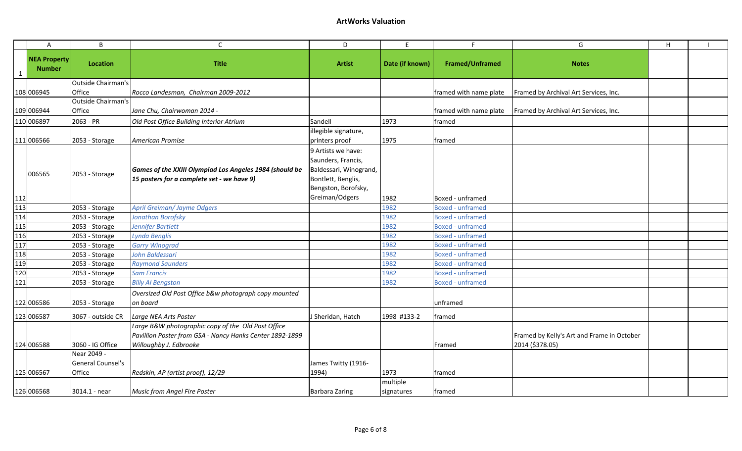# ArtWorks Valuation

| | A | B | C | D | E | F | G | H | I |
|---|---|---|---|---|---|---|---|---|---|
| 1 | **NEA Property Number** | **Location** | **Title** | **Artist** | **Date (if known)** | **Framed/Unframed** | **Notes** | | |
| 108 | 006945 | Outside Chairman's Office | *Rocco Landesman, Chairman 2009-2012* | | | framed with name plate | Framed by Archival Art Services, Inc. | | |
| 109 | 006944 | Outside Chairman's Office | *Jane Chu, Chairwoman 2014 -* | | | framed with name plate | Framed by Archival Art Services, Inc. | | |
| 110 | 006897 | 2063 - PR | *Old Post Office Building Interior Atrium* | Sandell | 1973 | framed | | | |
| 111 | 006566 | 2053 - Storage | *American Promise* | illegible signature, printers proof | 1975 | framed | | | |
| 112 | 006565 | 2053 - Storage | ***Games of the XXIII Olympiad Los Angeles 1984 (should be 15 posters for a complete set - we have 9)*** | 9 Artists we have: Saunders, Francis, Baldessari, Winogrand, Bontlett, Benglis, Bengston, Borofsky, Greiman/Odgers | 1982 | Boxed - unframed | | | |
| 113 | | 2053 - Storage | *April Greiman/ Jayme Odgers* | | 1982 | Boxed - unframed | | | |
| 114 | | 2053 - Storage | *Jonathan Borofsky* | | 1982 | Boxed - unframed | | | |
| 115 | | 2053 - Storage | *Jennifer Bartlett* | | 1982 | Boxed - unframed | | | |
| 116 | | 2053 - Storage | *Lynda Benglis* | | 1982 | Boxed - unframed | | | |
| 117 | | 2053 - Storage | *Garry Winograd* | | 1982 | Boxed - unframed | | | |
| 118 | | 2053 - Storage | *John Baldessari* | | 1982 | Boxed - unframed | | | |
| 119 | | 2053 - Storage | *Raymond Saunders* | | 1982 | Boxed - unframed | | | |
| 120 | | 2053 - Storage | *Sam Francis* | | 1982 | Boxed - unframed | | | |
| 121 | | 2053 - Storage | *Billy Al Bengston* | | 1982 | Boxed - unframed | | | |
| 122 | 006586 | 2053 - Storage | *Oversized Old Post Office b&w photograph copy mounted on board* | | | unframed | | | |
| 123 | 006587 | 3067 - outside CR | *Large NEA Arts Poster* | J Sheridan, Hatch | 1998 #133-2 | framed | | | |
| 124 | 006588 | 3060 - IG Office | *Large B&W photographic copy of the Old Post Office Pavillion Poster from GSA - Nancy Hanks Center 1892-1899 Willoughby J. Edbrooke* | | | Framed | Framed by Kelly's Art and Frame in October 2014 ($378.05) | | |
| 125 | 006567 | Near 2049 - General Counsel's Office | *Redskin, AP (artist proof), 12/29* | James Twitty (1916-1994) | 1973 | framed | | | |
| 126 | 006568 | 3014.1 - near | *Music from Angel Fire Poster* | Barbara Zaring | multiple signatures | framed | | | |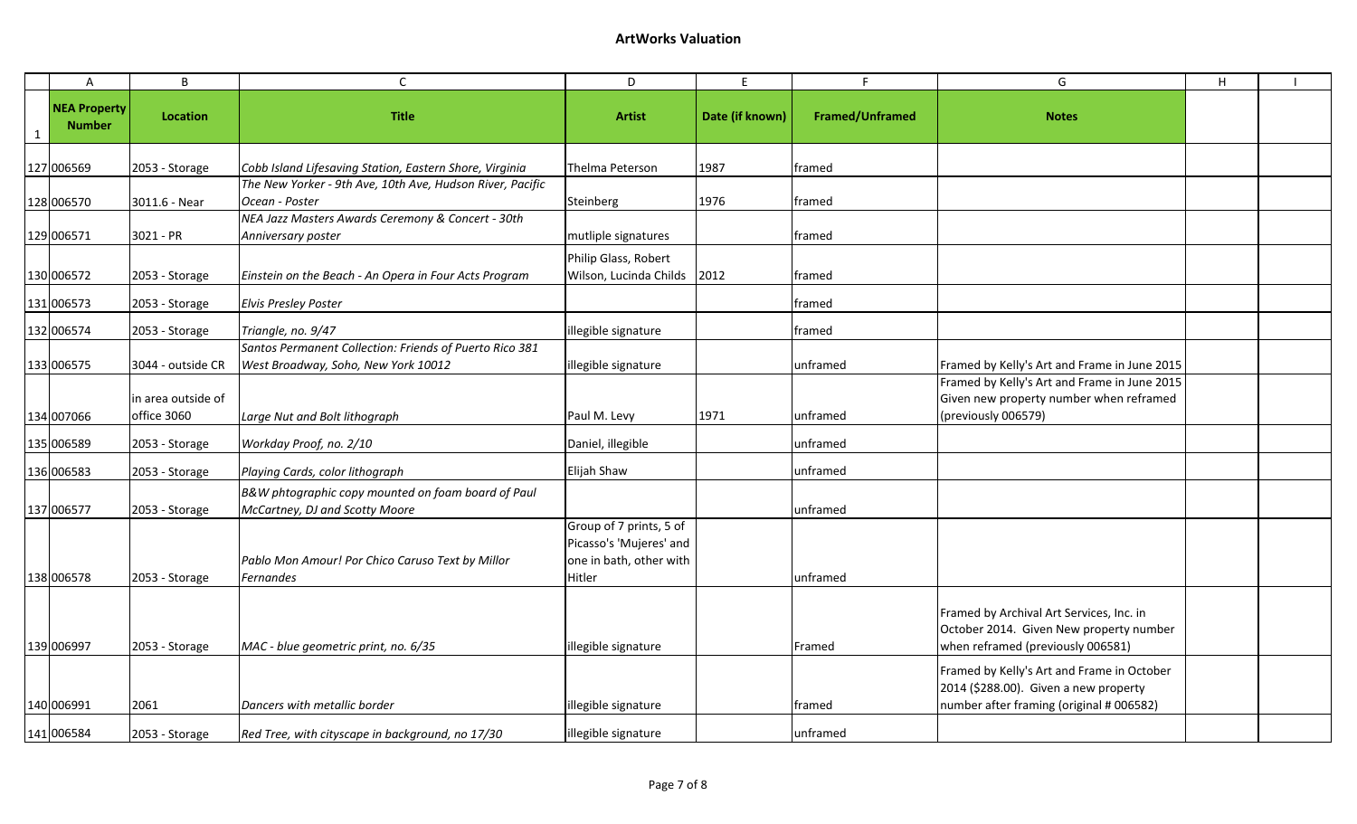# ArtWorks Valuation

| | A | B | C | D | E | F | G | H | I |
|---|---|---|---|---|---|---|---|---|---|
| 1 | **NEA Property Number** | **Location** | **Title** | **Artist** | **Date (if known)** | **Framed/Unframed** | **Notes** | | |
| 127 | 006569 | 2053 - Storage | *Cobb Island Lifesaving Station, Eastern Shore, Virginia* | Thelma Peterson | 1987 | framed | | | |
| 128 | 006570 | 3011.6 - Near | *The New Yorker - 9th Ave, 10th Ave, Hudson River, Pacific Ocean - Poster* | Steinberg | 1976 | framed | | | |
| 129 | 006571 | 3021 - PR | *NEA Jazz Masters Awards Ceremony & Concert - 30th Anniversary poster* | mutliple signatures | | framed | | | |
| 130 | 006572 | 2053 - Storage | *Einstein on the Beach - An Opera in Four Acts Program* | Philip Glass, Robert Wilson, Lucinda Childs | 2012 | framed | | | |
| 131 | 006573 | 2053 - Storage | *Elvis Presley Poster* | | | framed | | | |
| 132 | 006574 | 2053 - Storage | *Triangle, no. 9/47* | illegible signature | | framed | | | |
| 133 | 006575 | 3044 - outside CR | *Santos Permanent Collection: Friends of Puerto Rico 381 West Broadway, Soho, New York 10012* | illegible signature | | unframed | Framed by Kelly's Art and Frame in June 2015 | | |
| 134 | 007066 | in area outside of office 3060 | *Large Nut and Bolt lithograph* | Paul M. Levy | 1971 | unframed | Framed by Kelly's Art and Frame in June 2015 Given new property number when reframed (previously 006579) | | |
| 135 | 006589 | 2053 - Storage | *Workday Proof, no. 2/10* | Daniel, illegible | | unframed | | | |
| 136 | 006583 | 2053 - Storage | *Playing Cards, color lithograph* | Elijah Shaw | | unframed | | | |
| 137 | 006577 | 2053 - Storage | *B&W phtographic copy mounted on foam board of Paul McCartney, DJ and Scotty Moore* | | | unframed | | | |
| 138 | 006578 | 2053 - Storage | *Pablo Mon Amour! Por Chico Caruso Text by Millor Fernandes* | Group of 7 prints, 5 of Picasso's 'Mujeres' and one in bath, other with Hitler | | unframed | | | |
| 139 | 006997 | 2053 - Storage | *MAC - blue geometric print, no. 6/35* | illegible signature | | Framed | Framed by Archival Art Services, Inc. in October 2014. Given New property number when reframed (previously 006581) | | |
| 140 | 006991 | 2061 | *Dancers with metallic border* | illegible signature | | framed | Framed by Kelly's Art and Frame in October 2014 ($288.00). Given a new property number after framing (original # 006582) | | |
| 141 | 006584 | 2053 - Storage | *Red Tree, with cityscape in background, no 17/30* | illegible signature | | unframed | | | |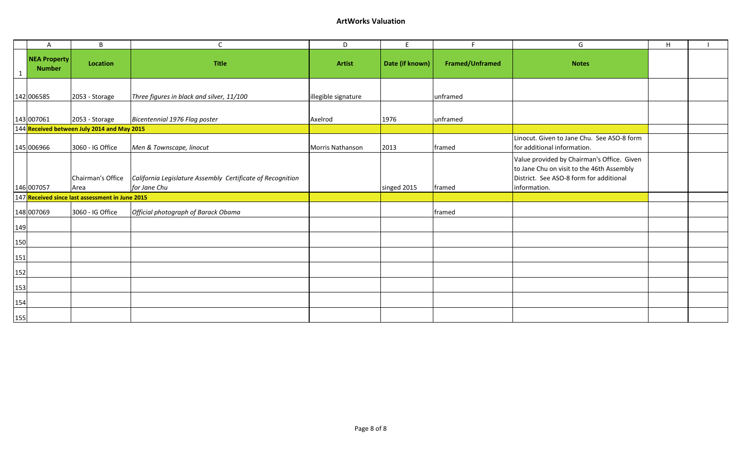## ArtWorks Valuation

| | A | B | C | D | E | F | G | H | I |
|---|---|---|---|---|---|---|---|---|---|
| 1 | NEA Property Number | Location | Title | Artist | Date (if known) | Framed/Unframed | Notes | | |
| 142 | 006585 | 2053 - Storage | *Three figures in black and silver, 11/100* | illegible signature | | unframed | | | |
| 143 | 007061 | 2053 - Storage | *Bicentennial 1976 Flag poster* | Axelrod | 1976 | unframed | | | |
| 144 | **Received between July 2014 and May 2015** | | | | | | | | |
| 145 | 006966 | 3060 - IG Office | *Men & Townscape, linocut* | Morris Nathanson | 2013 | framed | Linocut. Given to Jane Chu. See ASO-8 form for additional information. | | |
| 146 | 007057 | Chairman's Office Area | *California Legislature Assembly Certificate of Recognition for Jane Chu* | | singed 2015 | framed | Value provided by Chairman's Office. Given to Jane Chu on visit to the 46th Assembly District. See ASO-8 form for additional information. | | |
| 147 | **Received since last assessment in June 2015** | | | | | | | | |
| 148 | 007069 | 3060 - IG Office | *Official photograph of Barack Obama* | | | framed | | | |
| 149 | | | | | | | | | |
| 150 | | | | | | | | | |
| 151 | | | | | | | | | |
| 152 | | | | | | | | | |
| 153 | | | | | | | | | |
| 154 | | | | | | | | | |
| 155 | | | | | | | | | |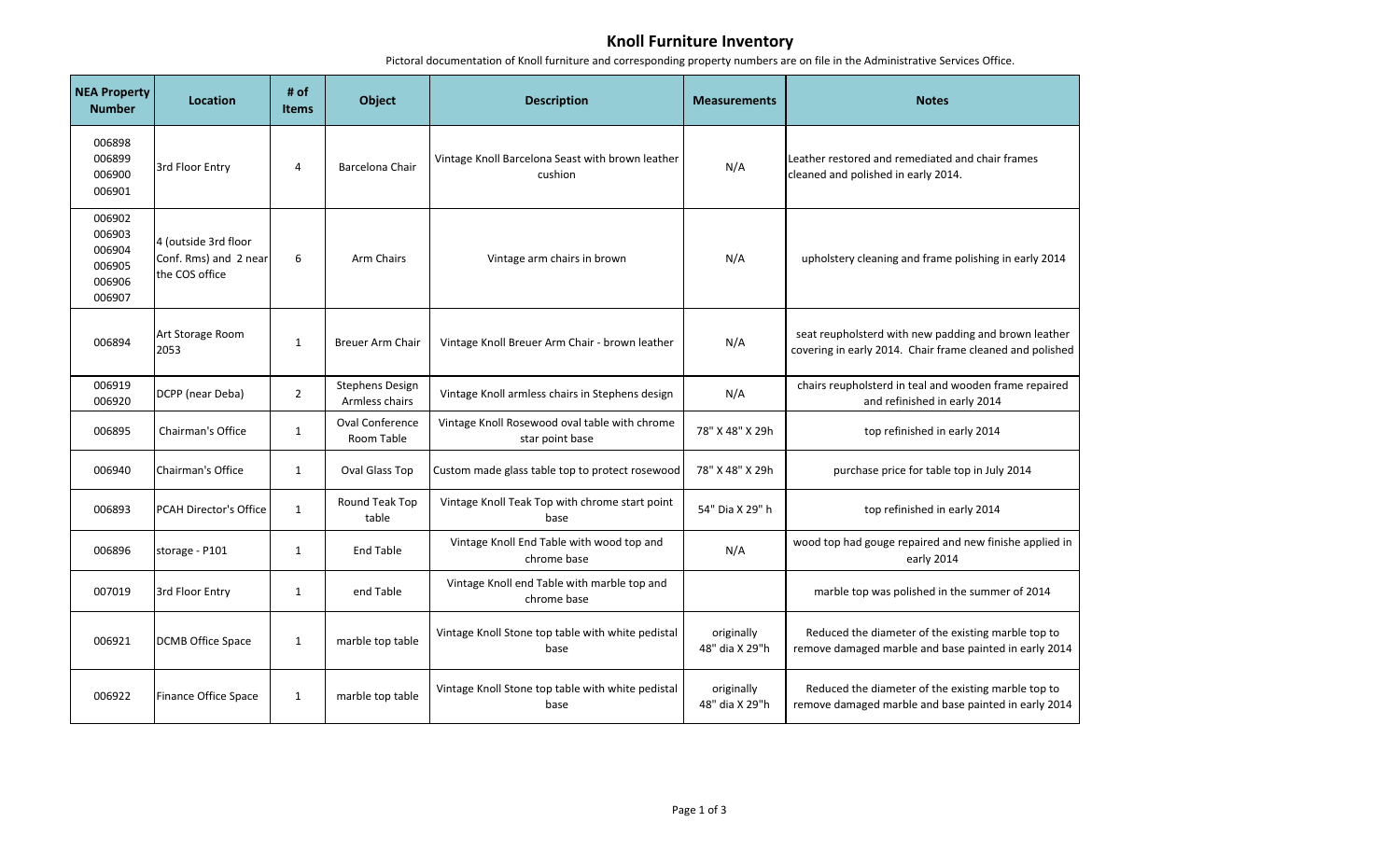# Knoll Furniture Inventory

Pictoral documentation of Knoll furniture and corresponding property numbers are on file in the Administrative Services Office.

| NEA Property Number | Location | # of Items | Object | Description | Measurements | Notes |
|---|---|---|---|---|---|---|
| 006898<br>006899<br>006900<br>006901 | 3rd Floor Entry | 4 | Barcelona Chair | Vintage Knoll Barcelona Seast with brown leather cushion | N/A | Leather restored and remediated and chair frames cleaned and polished in early 2014. |
| 006902<br>006903<br>006904<br>006905<br>006906<br>006907 | 4 (outside 3rd floor Conf. Rms) and 2 near the COS office | 6 | Arm Chairs | Vintage arm chairs in brown | N/A | upholstery cleaning and frame polishing in early 2014 |
| 006894 | Art Storage Room 2053 | 1 | Breuer Arm Chair | Vintage Knoll Breuer Arm Chair - brown leather | N/A | seat reupholsterd with new padding and brown leather covering in early 2014. Chair frame cleaned and polished |
| 006919<br>006920 | DCPP (near Deba) | 2 | Stephens Design Armless chairs | Vintage Knoll armless chairs in Stephens design | N/A | chairs reupholsterd in teal and wooden frame repaired and refinished in early 2014 |
| 006895 | Chairman's Office | 1 | Oval Conference Room Table | Vintage Knoll Rosewood oval table with chrome star point base | 78" X 48" X 29h | top refinished in early 2014 |
| 006940 | Chairman's Office | 1 | Oval Glass Top | Custom made glass table top to protect rosewood | 78" X 48" X 29h | purchase price for table top in July 2014 |
| 006893 | PCAH Director's Office | 1 | Round Teak Top table | Vintage Knoll Teak Top with chrome start point base | 54" Dia X 29" h | top refinished in early 2014 |
| 006896 | storage - P101 | 1 | End Table | Vintage Knoll End Table with wood top and chrome base | N/A | wood top had gouge repaired and new finishe applied in early 2014 |
| 007019 | 3rd Floor Entry | 1 | end Table | Vintage Knoll end Table with marble top and chrome base | | marble top was polished in the summer of 2014 |
| 006921 | DCMB Office Space | 1 | marble top table | Vintage Knoll Stone top table with white pedistal base | originally 48" dia X 29"h | Reduced the diameter of the existing marble top to remove damaged marble and base painted in early 2014 |
| 006922 | Finance Office Space | 1 | marble top table | Vintage Knoll Stone top table with white pedistal base | originally 48" dia X 29"h | Reduced the diameter of the existing marble top to remove damaged marble and base painted in early 2014 |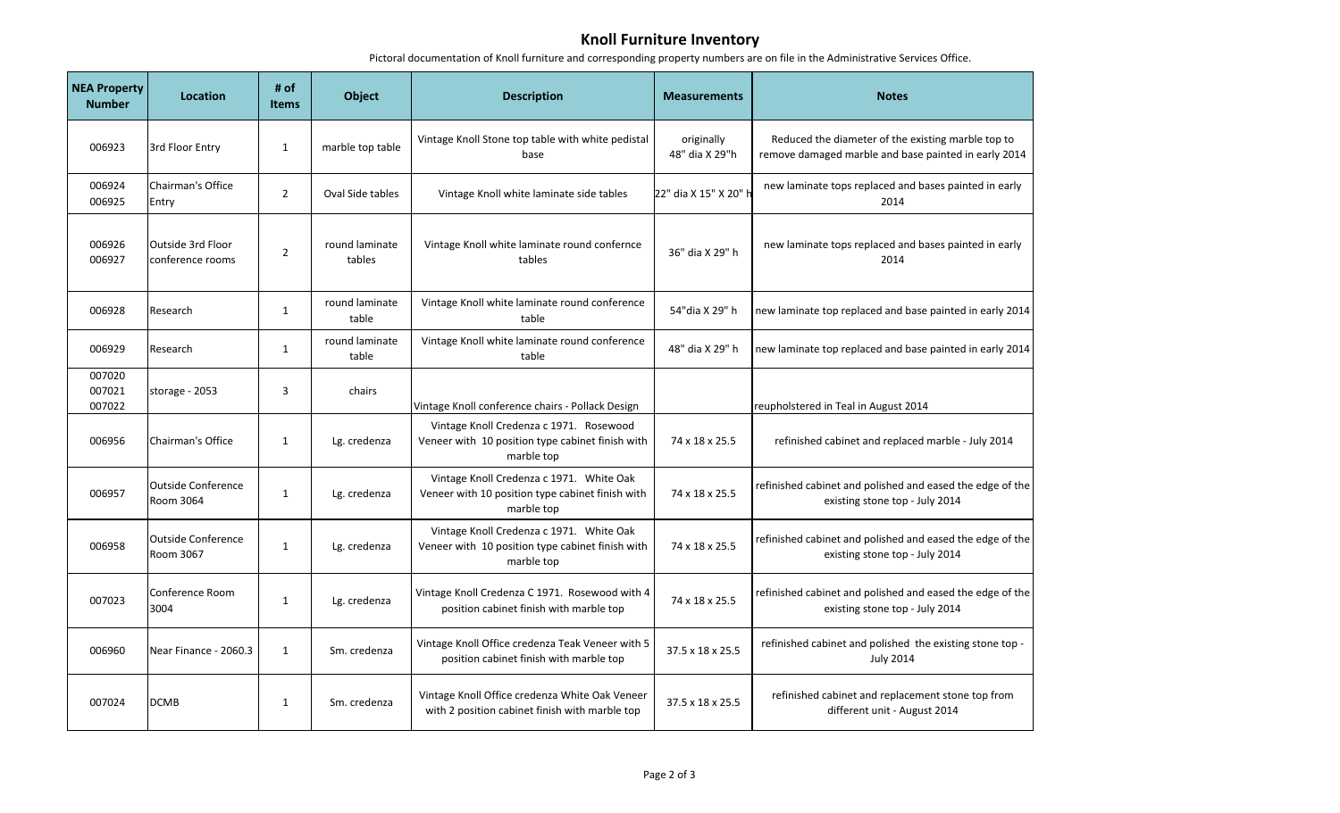# Knoll Furniture Inventory

Pictoral documentation of Knoll furniture and corresponding property numbers are on file in the Administrative Services Office.

| NEA Property Number | Location | # of Items | Object | Description | Measurements | Notes |
|---|---|---|---|---|---|---|
| 006923 | 3rd Floor Entry | 1 | marble top table | Vintage Knoll Stone top table with white pedistal base | originally 48" dia X 29"h | Reduced the diameter of the existing marble top to remove damaged marble and base painted in early 2014 |
| 006924 006925 | Chairman's Office Entry | 2 | Oval Side tables | Vintage Knoll white laminate side tables | 22" dia X 15" X 20" h | new laminate tops replaced and bases painted in early 2014 |
| 006926 006927 | Outside 3rd Floor conference rooms | 2 | round laminate tables | Vintage Knoll white laminate round confernce tables | 36" dia X 29" h | new laminate tops replaced and bases painted in early 2014 |
| 006928 | Research | 1 | round laminate table | Vintage Knoll white laminate round conference table | 54"dia X 29" h | new laminate top replaced and base painted in early 2014 |
| 006929 | Research | 1 | round laminate table | Vintage Knoll white laminate round conference table | 48" dia X 29" h | new laminate top replaced and base painted in early 2014 |
| 007020 007021 007022 | storage - 2053 | 3 | chairs | Vintage Knoll conference chairs - Pollack Design | | reupholstered in Teal in August 2014 |
| 006956 | Chairman's Office | 1 | Lg. credenza | Vintage Knoll Credenza c 1971. Rosewood Veneer with 10 position type cabinet finish with marble top | 74 x 18 x 25.5 | refinished cabinet and replaced marble - July 2014 |
| 006957 | Outside Conference Room 3064 | 1 | Lg. credenza | Vintage Knoll Credenza c 1971. White Oak Veneer with 10 position type cabinet finish with marble top | 74 x 18 x 25.5 | refinished cabinet and polished and eased the edge of the existing stone top - July 2014 |
| 006958 | Outside Conference Room 3067 | 1 | Lg. credenza | Vintage Knoll Credenza c 1971. White Oak Veneer with 10 position type cabinet finish with marble top | 74 x 18 x 25.5 | refinished cabinet and polished and eased the edge of the existing stone top - July 2014 |
| 007023 | Conference Room 3004 | 1 | Lg. credenza | Vintage Knoll Credenza C 1971. Rosewood with 4 position cabinet finish with marble top | 74 x 18 x 25.5 | refinished cabinet and polished and eased the edge of the existing stone top - July 2014 |
| 006960 | Near Finance - 2060.3 | 1 | Sm. credenza | Vintage Knoll Office credenza Teak Veneer with 5 position cabinet finish with marble top | 37.5 x 18 x 25.5 | refinished cabinet and polished the existing stone top - July 2014 |
| 007024 | DCMB | 1 | Sm. credenza | Vintage Knoll Office credenza White Oak Veneer with 2 position cabinet finish with marble top | 37.5 x 18 x 25.5 | refinished cabinet and replacement stone top from different unit - August 2014 |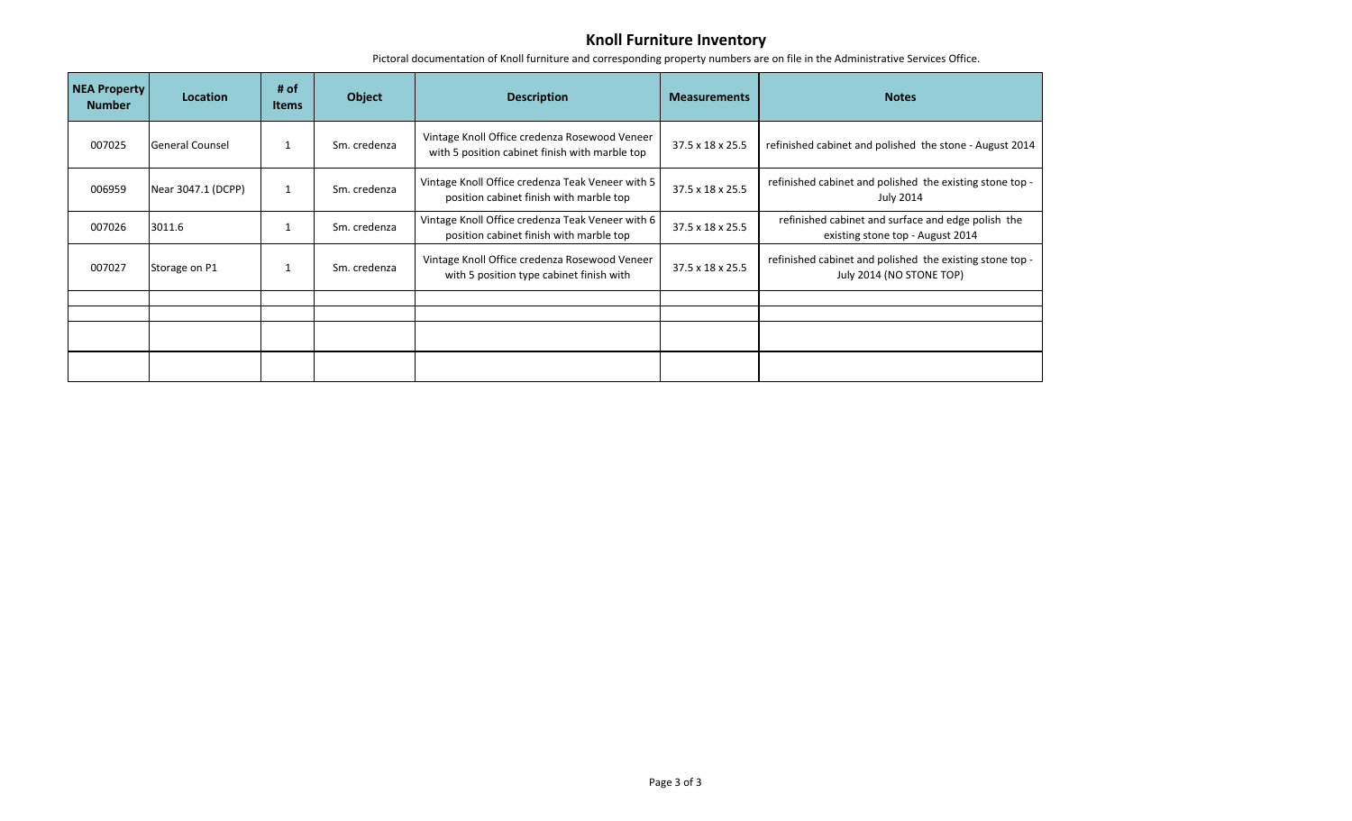# Knoll Furniture Inventory

Pictoral documentation of Knoll furniture and corresponding property numbers are on file in the Administrative Services Office.

| NEA Property Number | Location | # of Items | Object | Description | Measurements | Notes |
|---|---|---|---|---|---|---|
| 007025 | General Counsel | 1 | Sm. credenza | Vintage Knoll Office credenza Rosewood Veneer with 5 position cabinet finish with marble top | 37.5 x 18 x 25.5 | refinished cabinet and polished the stone - August 2014 |
| 006959 | Near 3047.1 (DCPP) | 1 | Sm. credenza | Vintage Knoll Office credenza Teak Veneer with 5 position cabinet finish with marble top | 37.5 x 18 x 25.5 | refinished cabinet and polished the existing stone top - July 2014 |
| 007026 | 3011.6 | 1 | Sm. credenza | Vintage Knoll Office credenza Teak Veneer with 6 position cabinet finish with marble top | 37.5 x 18 x 25.5 | refinished cabinet and surface and edge polish the existing stone top - August 2014 |
| 007027 | Storage on P1 | 1 | Sm. credenza | Vintage Knoll Office credenza Rosewood Veneer with 5 position type cabinet finish with | 37.5 x 18 x 25.5 | refinished cabinet and polished the existing stone top - July 2014 (NO STONE TOP) |
| | | | | | | |
| | | | | | | |
| | | | | | | |
| | | | | | | |